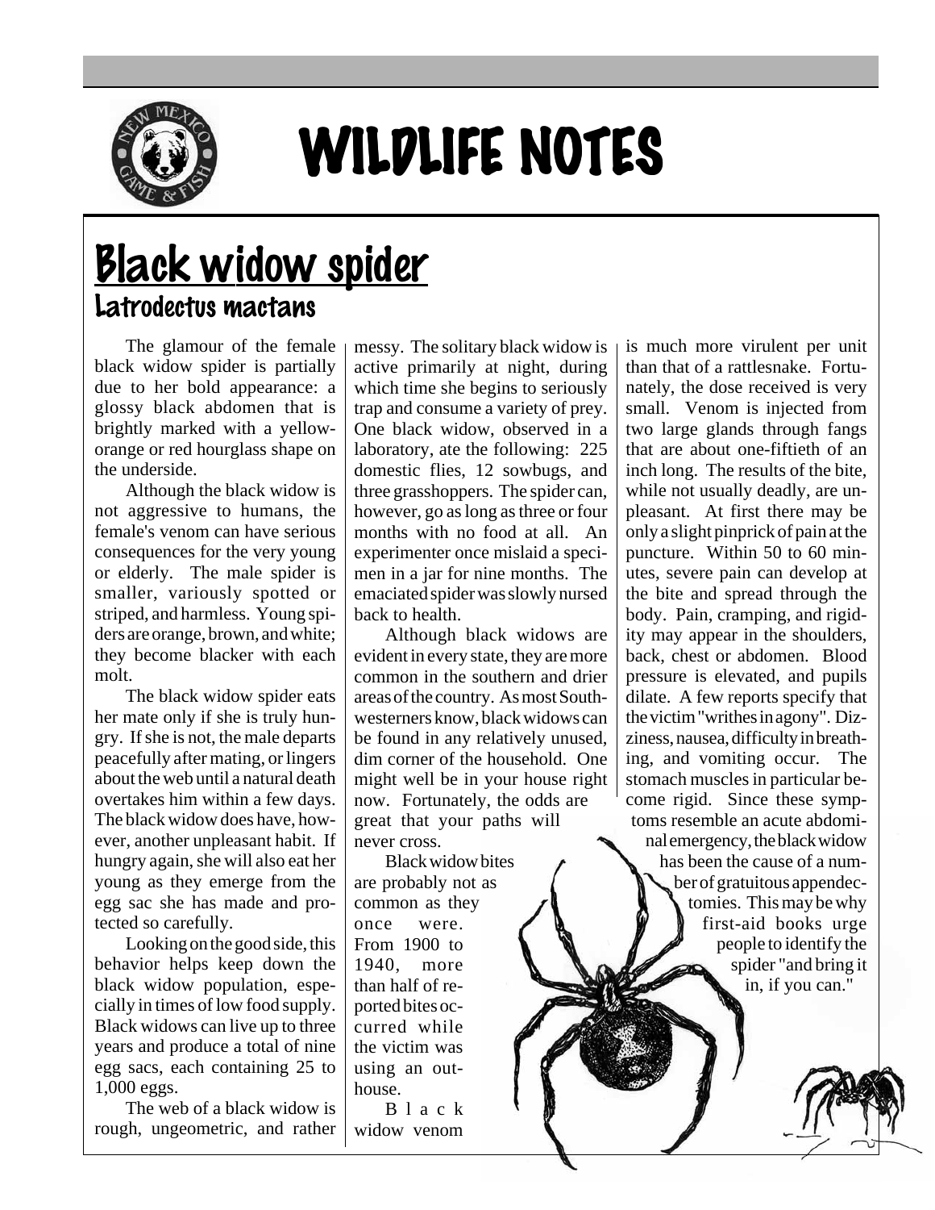# WILDLIFE NOTES

## Black widow spider

### *Latrodectus mactans*

The glamour of the female black widow spider is partially due to her bold appearance: a glossy black abdomen that is brightly marked with a yellow-orange or red hourglass shape on the underside.

Although the black widow is not aggressive to humans, the female's venom can have serious consequences for the very young or elderly. The male spider is smaller, variously spotted or striped, and harmless. Young spiders are orange, brown, and white; they become blacker with each molt.

The black widow spider eats her mate only if she is truly hungry. If she is not, the male departs peacefully after mating, or lingers about the web until a natural death overtakes him within a few days. The black widow does have, however, another unpleasant habit. If hungry again, she will also eat her young as they emerge from the egg sac she has made and protected so carefully.

Looking on the good side, this behavior helps keep down the black widow population, especially in times of low food supply. Black widows can live up to three years and produce a total of nine egg sacs, each containing 25 to 1,000 eggs.

The web of a black widow is rough, ungeometric, and rather messy. The solitary black widow is active primarily at night, during which time she begins to seriously trap and consume a variety of prey. One black widow, observed in a laboratory, ate the following: 225 domestic flies, 12 sowbugs, and three grasshoppers. The spider can, however, go as long as three or four months with no food at all. An experimenter once mislaid a specimen in a jar for nine months. The emaciated spider was slowly nursed back to health.

Although black widows are evident in every state, they are more common in the southern and drier areas of the country. As most Southwesterners know, black widows can be found in any relatively unused, dim corner of the household. One might well be in your house right now. Fortunately, the odds are great that your paths will never cross.

Black widow bites are probably not as common as they once were. From 1900 to 1940, more than half of reported bites occurred while the victim was using an outhouse.

Black widow venom is much more virulent per unit than that of a rattlesnake. Fortunately, the dose received is very small. Venom is injected from two large glands through fangs that are about one-fiftieth of an inch long. The results of the bite, while not usually deadly, are unpleasant. At first there may be only a slight pinprick of pain at the puncture. Within 50 to 60 minutes, severe pain can develop at the bite and spread through the body. Pain, cramping, and rigidity may appear in the shoulders, back, chest or abdomen. Blood pressure is elevated, and pupils dilate. A few reports specify that the victim "writhes in agony". Dizziness, nausea, difficulty in breathing, and vomiting occur. The stomach muscles in particular become rigid. Since these symptoms resemble an acute abdominal emergency, the black widow has been the cause of a number of gratuitous appendectomies. This may be why first-aid books urge people to identify the spider "and bring it in, if you can."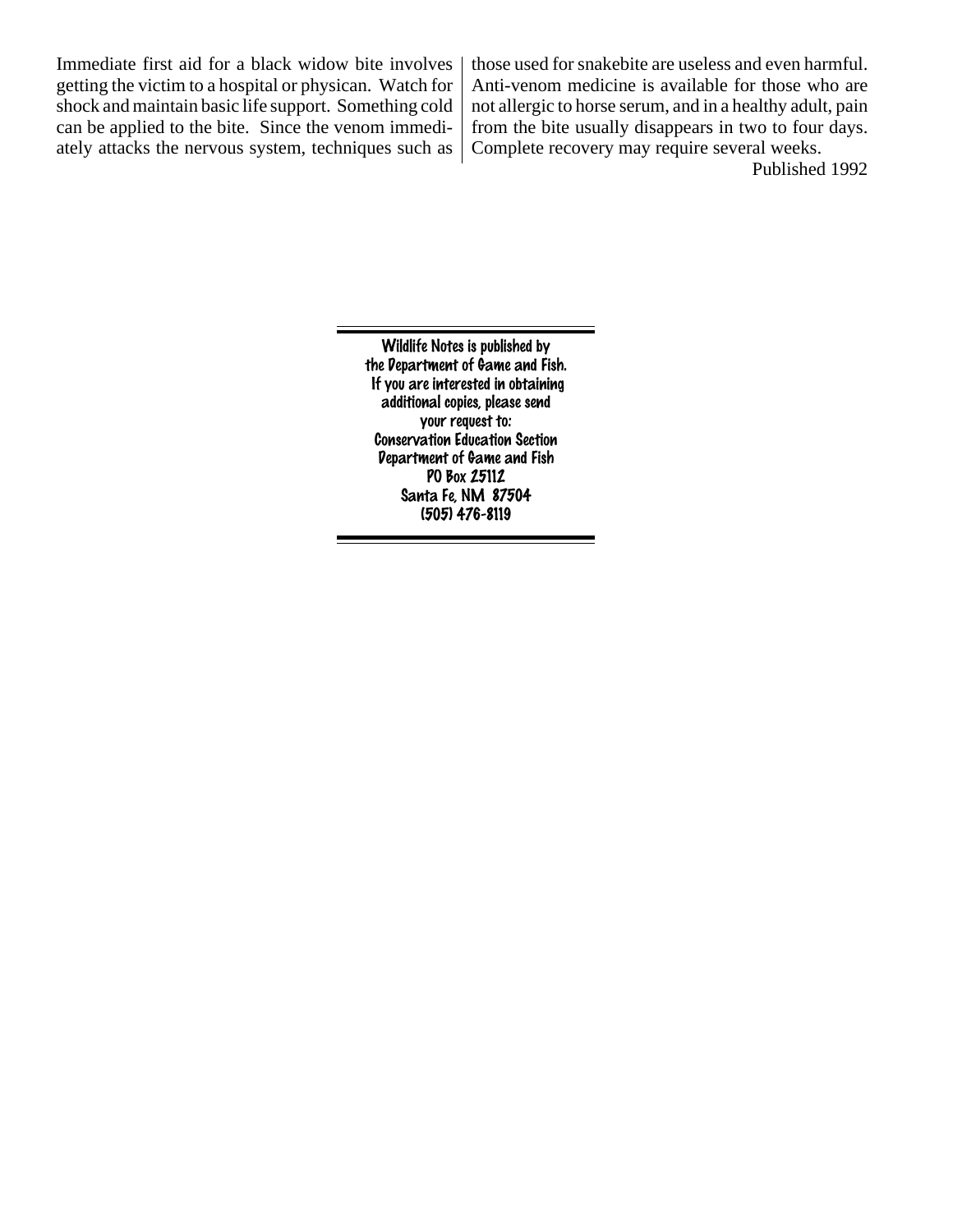Immediate first aid for a black widow bite involves getting the victim to a hospital or physican. Watch for shock and maintain basic life support. Something cold can be applied to the bite. Since the venom immediately attacks the nervous system, techniques such as those used for snakebite are useless and even harmful. Anti-venom medicine is available for those who are not allergic to horse serum, and in a healthy adult, pain from the bite usually disappears in two to four days. Complete recovery may require several weeks.

Published 1992

---

Wildlife Notes is published by
the Department of Game and Fish.
If you are interested in obtaining
additional copies, please send
your request to:
Conservation Education Section
Department of Game and Fish
PO Box 25112
Santa Fe, NM 87504
(505) 476-8119

---